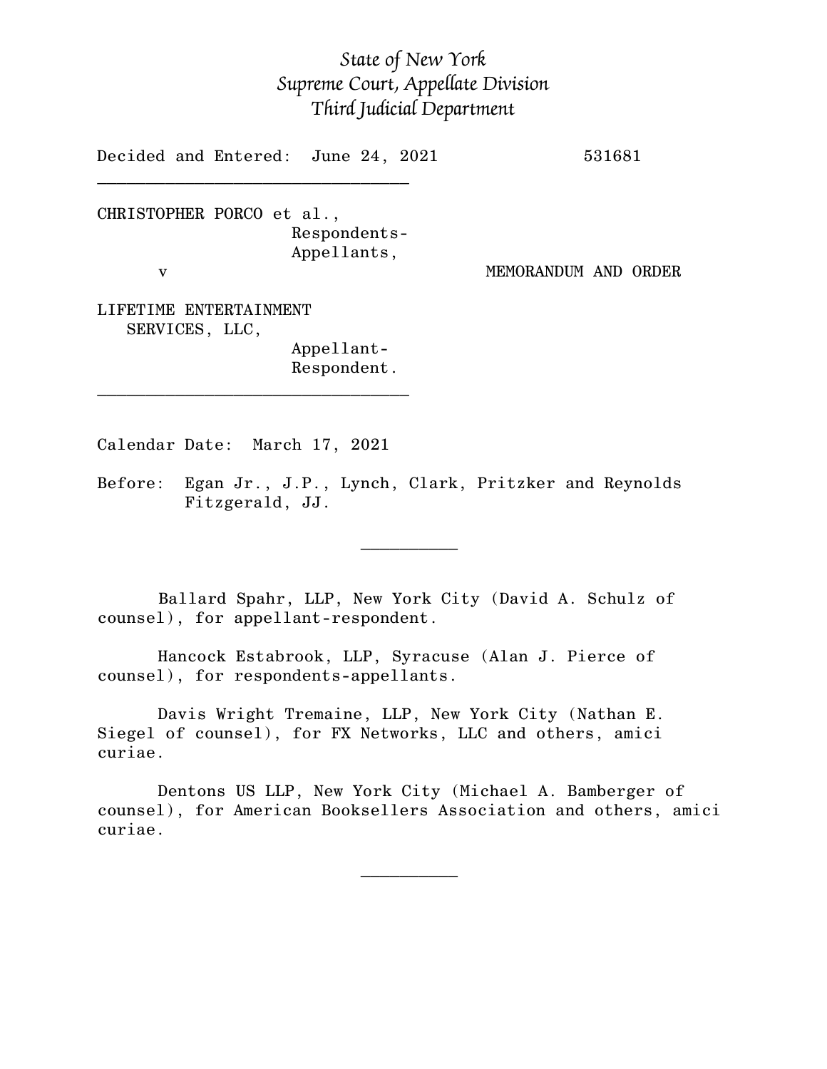*State of New York*
*Supreme Court, Appellate Division*
*Third Judicial Department*

Decided and Entered: June 24, 2021 531681

---

CHRISTOPHER PORCO et al.,
Respondents-
Appellants,

v MEMORANDUM AND ORDER

LIFETIME ENTERTAINMENT
SERVICES, LLC,
Appellant-
Respondent.

---

Calendar Date: March 17, 2021

Before: Egan Jr., J.P., Lynch, Clark, Pritzker and Reynolds Fitzgerald, JJ.

---

Ballard Spahr, LLP, New York City (David A. Schulz of counsel), for appellant-respondent.

Hancock Estabrook, LLP, Syracuse (Alan J. Pierce of counsel), for respondents-appellants.

Davis Wright Tremaine, LLP, New York City (Nathan E. Siegel of counsel), for FX Networks, LLC and others, amici curiae.

Dentons US LLP, New York City (Michael A. Bamberger of counsel), for American Booksellers Association and others, amici curiae.

---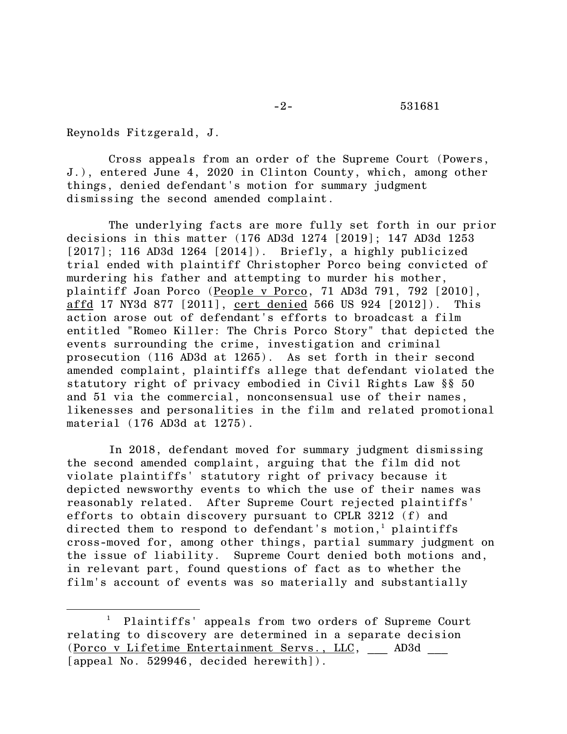Reynolds Fitzgerald, J.

Cross appeals from an order of the Supreme Court (Powers, J.), entered June 4, 2020 in Clinton County, which, among other things, denied defendant's motion for summary judgment dismissing the second amended complaint.

The underlying facts are more fully set forth in our prior decisions in this matter (176 AD3d 1274 [2019]; 147 AD3d 1253 [2017]; 116 AD3d 1264 [2014]). Briefly, a highly publicized trial ended with plaintiff Christopher Porco being convicted of murdering his father and attempting to murder his mother, plaintiff Joan Porco (People v Porco, 71 AD3d 791, 792 [2010], affd 17 NY3d 877 [2011], cert denied 566 US 924 [2012]). This action arose out of defendant's efforts to broadcast a film entitled "Romeo Killer: The Chris Porco Story" that depicted the events surrounding the crime, investigation and criminal prosecution (116 AD3d at 1265). As set forth in their second amended complaint, plaintiffs allege that defendant violated the statutory right of privacy embodied in Civil Rights Law §§ 50 and 51 via the commercial, nonconsensual use of their names, likenesses and personalities in the film and related promotional material (176 AD3d at 1275).

In 2018, defendant moved for summary judgment dismissing the second amended complaint, arguing that the film did not violate plaintiffs' statutory right of privacy because it depicted newsworthy events to which the use of their names was reasonably related. After Supreme Court rejected plaintiffs' efforts to obtain discovery pursuant to CPLR 3212 (f) and directed them to respond to defendant's motion,[1] plaintiffs cross-moved for, among other things, partial summary judgment on the issue of liability. Supreme Court denied both motions and, in relevant part, found questions of fact as to whether the film's account of events was so materially and substantially

---

[1] Plaintiffs' appeals from two orders of Supreme Court relating to discovery are determined in a separate decision (Porco v Lifetime Entertainment Servs., LLC, ___ AD3d ___ [appeal No. 529946, decided herewith]).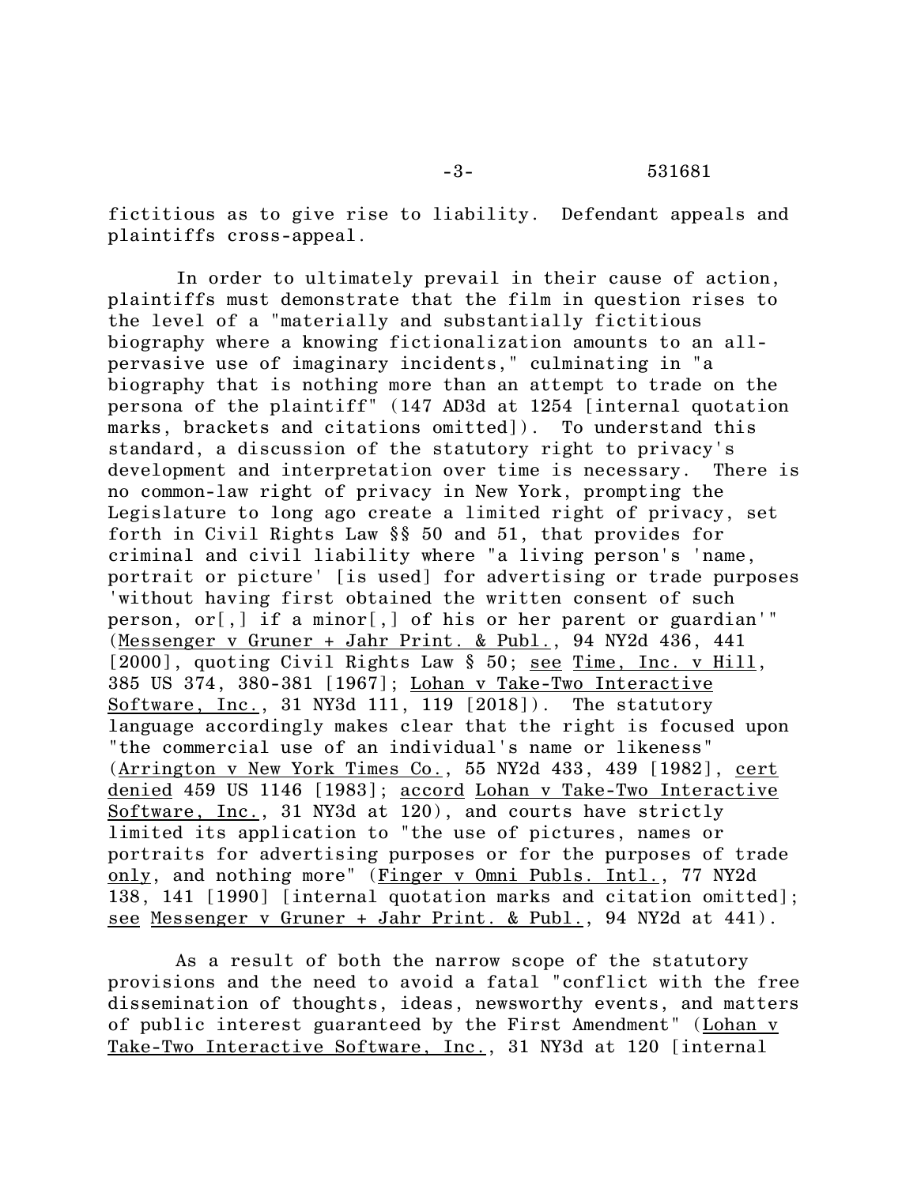fictitious as to give rise to liability. Defendant appeals and plaintiffs cross-appeal.

In order to ultimately prevail in their cause of action, plaintiffs must demonstrate that the film in question rises to the level of a "materially and substantially fictitious biography where a knowing fictionalization amounts to an all-pervasive use of imaginary incidents," culminating in "a biography that is nothing more than an attempt to trade on the persona of the plaintiff" (147 AD3d at 1254 [internal quotation marks, brackets and citations omitted]). To understand this standard, a discussion of the statutory right to privacy's development and interpretation over time is necessary. There is no common-law right of privacy in New York, prompting the Legislature to long ago create a limited right of privacy, set forth in Civil Rights Law §§ 50 and 51, that provides for criminal and civil liability where "a living person's 'name, portrait or picture' [is used] for advertising or trade purposes 'without having first obtained the written consent of such person, or[,] if a minor[,] of his or her parent or guardian'" (Messenger v Gruner + Jahr Print. & Publ., 94 NY2d 436, 441 [2000], quoting Civil Rights Law § 50; see Time, Inc. v Hill, 385 US 374, 380-381 [1967]; Lohan v Take-Two Interactive Software, Inc., 31 NY3d 111, 119 [2018]). The statutory language accordingly makes clear that the right is focused upon "the commercial use of an individual's name or likeness" (Arrington v New York Times Co., 55 NY2d 433, 439 [1982], cert denied 459 US 1146 [1983]; accord Lohan v Take-Two Interactive Software, Inc., 31 NY3d at 120), and courts have strictly limited its application to "the use of pictures, names or portraits for advertising purposes or for the purposes of trade only, and nothing more" (Finger v Omni Publs. Intl., 77 NY2d 138, 141 [1990] [internal quotation marks and citation omitted]; see Messenger v Gruner + Jahr Print. & Publ., 94 NY2d at 441).

As a result of both the narrow scope of the statutory provisions and the need to avoid a fatal "conflict with the free dissemination of thoughts, ideas, newsworthy events, and matters of public interest guaranteed by the First Amendment" (Lohan v Take-Two Interactive Software, Inc., 31 NY3d at 120 [internal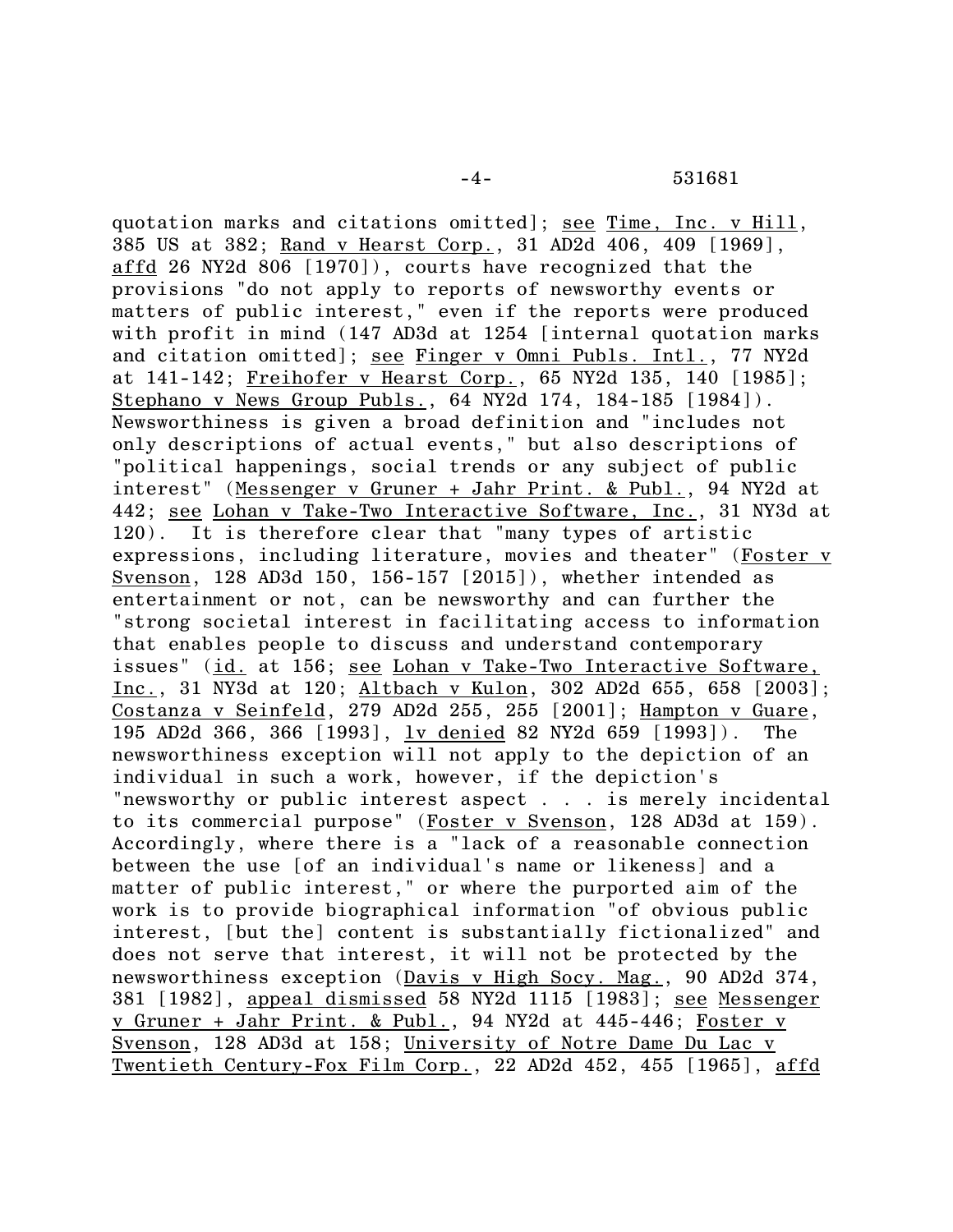quotation marks and citations omitted]; see Time, Inc. v Hill, 385 US at 382; Rand v Hearst Corp., 31 AD2d 406, 409 [1969], affd 26 NY2d 806 [1970]), courts have recognized that the provisions "do not apply to reports of newsworthy events or matters of public interest," even if the reports were produced with profit in mind (147 AD3d at 1254 [internal quotation marks and citation omitted]; see Finger v Omni Publs. Intl., 77 NY2d at 141-142; Freihofer v Hearst Corp., 65 NY2d 135, 140 [1985]; Stephano v News Group Publs., 64 NY2d 174, 184-185 [1984]). Newsworthiness is given a broad definition and "includes not only descriptions of actual events," but also descriptions of "political happenings, social trends or any subject of public interest" (Messenger v Gruner + Jahr Print. & Publ., 94 NY2d at 442; see Lohan v Take-Two Interactive Software, Inc., 31 NY3d at 120). It is therefore clear that "many types of artistic expressions, including literature, movies and theater" (Foster v Svenson, 128 AD3d 150, 156-157 [2015]), whether intended as entertainment or not, can be newsworthy and can further the "strong societal interest in facilitating access to information that enables people to discuss and understand contemporary issues" (id. at 156; see Lohan v Take-Two Interactive Software, Inc., 31 NY3d at 120; Altbach v Kulon, 302 AD2d 655, 658 [2003]; Costanza v Seinfeld, 279 AD2d 255, 255 [2001]; Hampton v Guare, 195 AD2d 366, 366 [1993], lv denied 82 NY2d 659 [1993]). The newsworthiness exception will not apply to the depiction of an individual in such a work, however, if the depiction's "newsworthy or public interest aspect . . . is merely incidental to its commercial purpose" (Foster v Svenson, 128 AD3d at 159). Accordingly, where there is a "lack of a reasonable connection between the use [of an individual's name or likeness] and a matter of public interest," or where the purported aim of the work is to provide biographical information "of obvious public interest, [but the] content is substantially fictionalized" and does not serve that interest, it will not be protected by the newsworthiness exception (Davis v High Socy. Mag., 90 AD2d 374, 381 [1982], appeal dismissed 58 NY2d 1115 [1983]; see Messenger v Gruner + Jahr Print. & Publ., 94 NY2d at 445-446; Foster v Svenson, 128 AD3d at 158; University of Notre Dame Du Lac v Twentieth Century-Fox Film Corp., 22 AD2d 452, 455 [1965], affd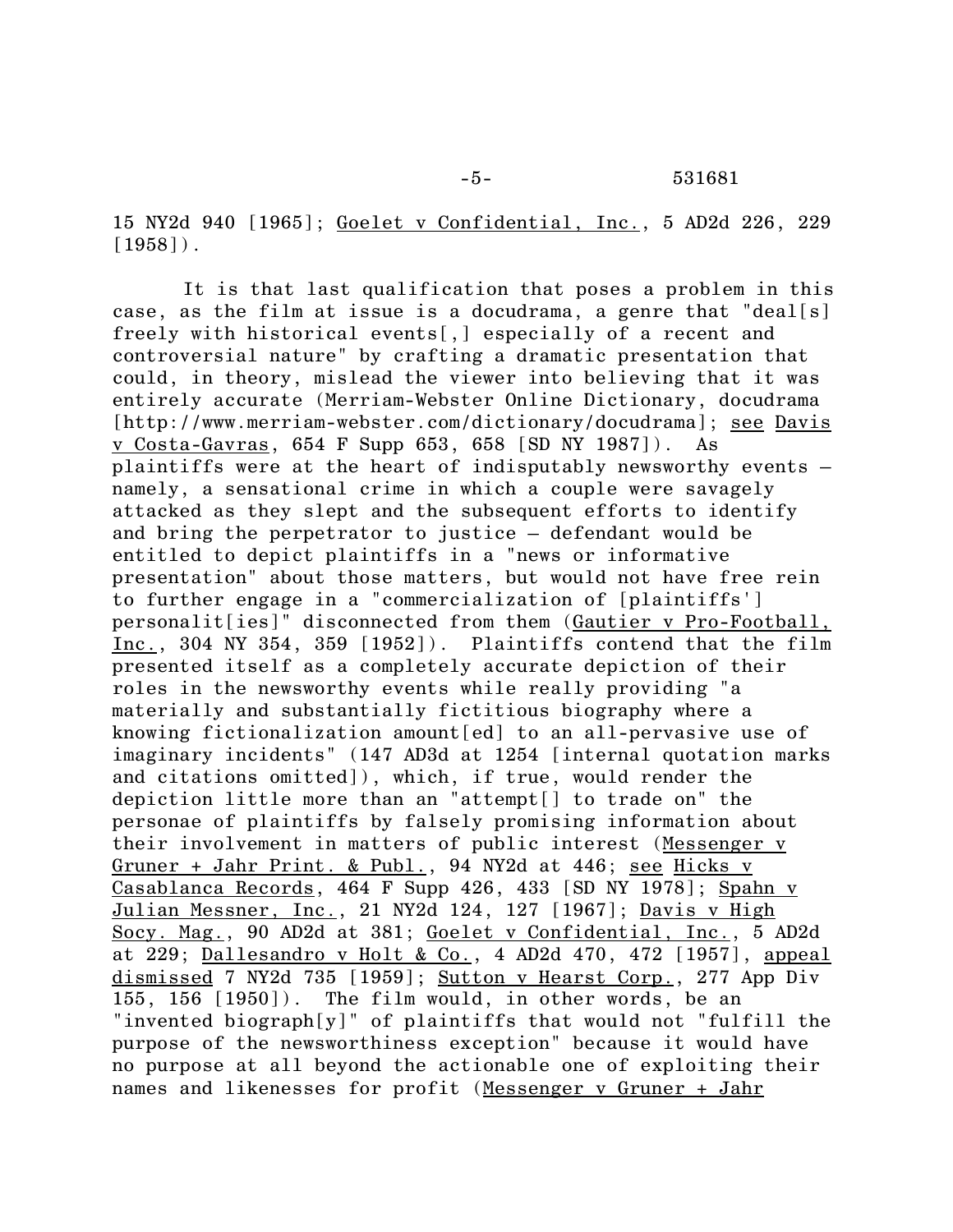15 NY2d 940 [1965]; Goelet v Confidential, Inc., 5 AD2d 226, 229 [1958]).

It is that last qualification that poses a problem in this case, as the film at issue is a docudrama, a genre that "deal[s] freely with historical events[,] especially of a recent and controversial nature" by crafting a dramatic presentation that could, in theory, mislead the viewer into believing that it was entirely accurate (Merriam-Webster Online Dictionary, docudrama [http://www.merriam-webster.com/dictionary/docudrama]; see Davis v Costa-Gavras, 654 F Supp 653, 658 [SD NY 1987]). As plaintiffs were at the heart of indisputably newsworthy events – namely, a sensational crime in which a couple were savagely attacked as they slept and the subsequent efforts to identify and bring the perpetrator to justice – defendant would be entitled to depict plaintiffs in a "news or informative presentation" about those matters, but would not have free rein to further engage in a "commercialization of [plaintiffs'] personalit[ies]" disconnected from them (Gautier v Pro-Football, Inc., 304 NY 354, 359 [1952]). Plaintiffs contend that the film presented itself as a completely accurate depiction of their roles in the newsworthy events while really providing "a materially and substantially fictitious biography where a knowing fictionalization amount[ed] to an all-pervasive use of imaginary incidents" (147 AD3d at 1254 [internal quotation marks and citations omitted]), which, if true, would render the depiction little more than an "attempt[] to trade on" the personae of plaintiffs by falsely promising information about their involvement in matters of public interest (Messenger v Gruner + Jahr Print. & Publ., 94 NY2d at 446; see Hicks v Casablanca Records, 464 F Supp 426, 433 [SD NY 1978]; Spahn v Julian Messner, Inc., 21 NY2d 124, 127 [1967]; Davis v High Socy. Mag., 90 AD2d at 381; Goelet v Confidential, Inc., 5 AD2d at 229; Dallesandro v Holt & Co., 4 AD2d 470, 472 [1957], appeal dismissed 7 NY2d 735 [1959]; Sutton v Hearst Corp., 277 App Div 155, 156 [1950]). The film would, in other words, be an "invented biograph[y]" of plaintiffs that would not "fulfill the purpose of the newsworthiness exception" because it would have no purpose at all beyond the actionable one of exploiting their names and likenesses for profit (Messenger v Gruner + Jahr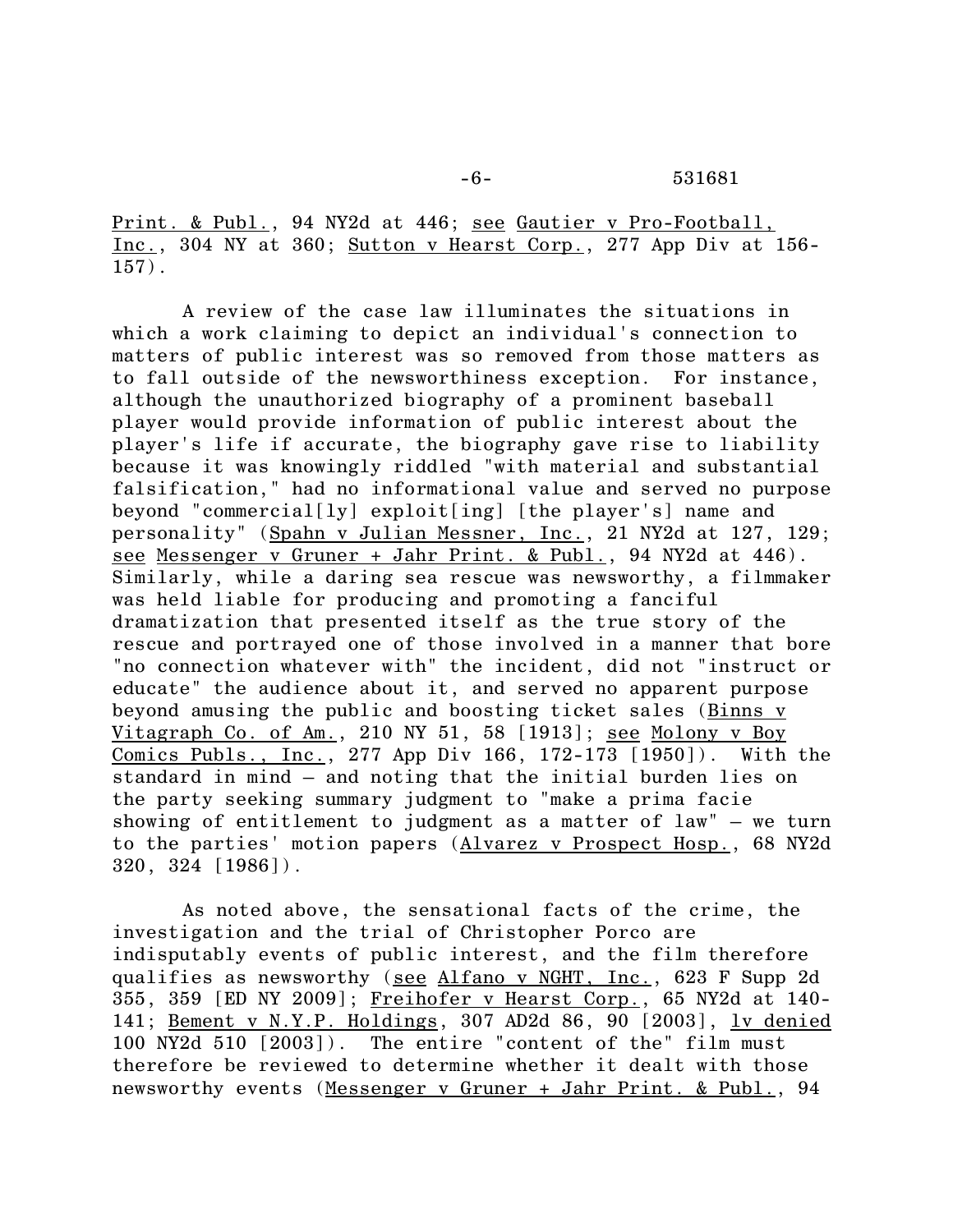Print. & Publ., 94 NY2d at 446; see Gautier v Pro-Football, Inc., 304 NY at 360; Sutton v Hearst Corp., 277 App Div at 156-157).

A review of the case law illuminates the situations in which a work claiming to depict an individual's connection to matters of public interest was so removed from those matters as to fall outside of the newsworthiness exception. For instance, although the unauthorized biography of a prominent baseball player would provide information of public interest about the player's life if accurate, the biography gave rise to liability because it was knowingly riddled "with material and substantial falsification," had no informational value and served no purpose beyond "commercial[ly] exploit[ing] [the player's] name and personality" (Spahn v Julian Messner, Inc., 21 NY2d at 127, 129; see Messenger v Gruner + Jahr Print. & Publ., 94 NY2d at 446). Similarly, while a daring sea rescue was newsworthy, a filmmaker was held liable for producing and promoting a fanciful dramatization that presented itself as the true story of the rescue and portrayed one of those involved in a manner that bore "no connection whatever with" the incident, did not "instruct or educate" the audience about it, and served no apparent purpose beyond amusing the public and boosting ticket sales (Binns v Vitagraph Co. of Am., 210 NY 51, 58 [1913]; see Molony v Boy Comics Publs., Inc., 277 App Div 166, 172-173 [1950]). With the standard in mind – and noting that the initial burden lies on the party seeking summary judgment to "make a prima facie showing of entitlement to judgment as a matter of law" – we turn to the parties' motion papers (Alvarez v Prospect Hosp., 68 NY2d 320, 324 [1986]).

As noted above, the sensational facts of the crime, the investigation and the trial of Christopher Porco are indisputably events of public interest, and the film therefore qualifies as newsworthy (see Alfano v NGHT, Inc., 623 F Supp 2d 355, 359 [ED NY 2009]; Freihofer v Hearst Corp., 65 NY2d at 140-141; Bement v N.Y.P. Holdings, 307 AD2d 86, 90 [2003], lv denied 100 NY2d 510 [2003]). The entire "content of the" film must therefore be reviewed to determine whether it dealt with those newsworthy events (Messenger v Gruner + Jahr Print. & Publ., 94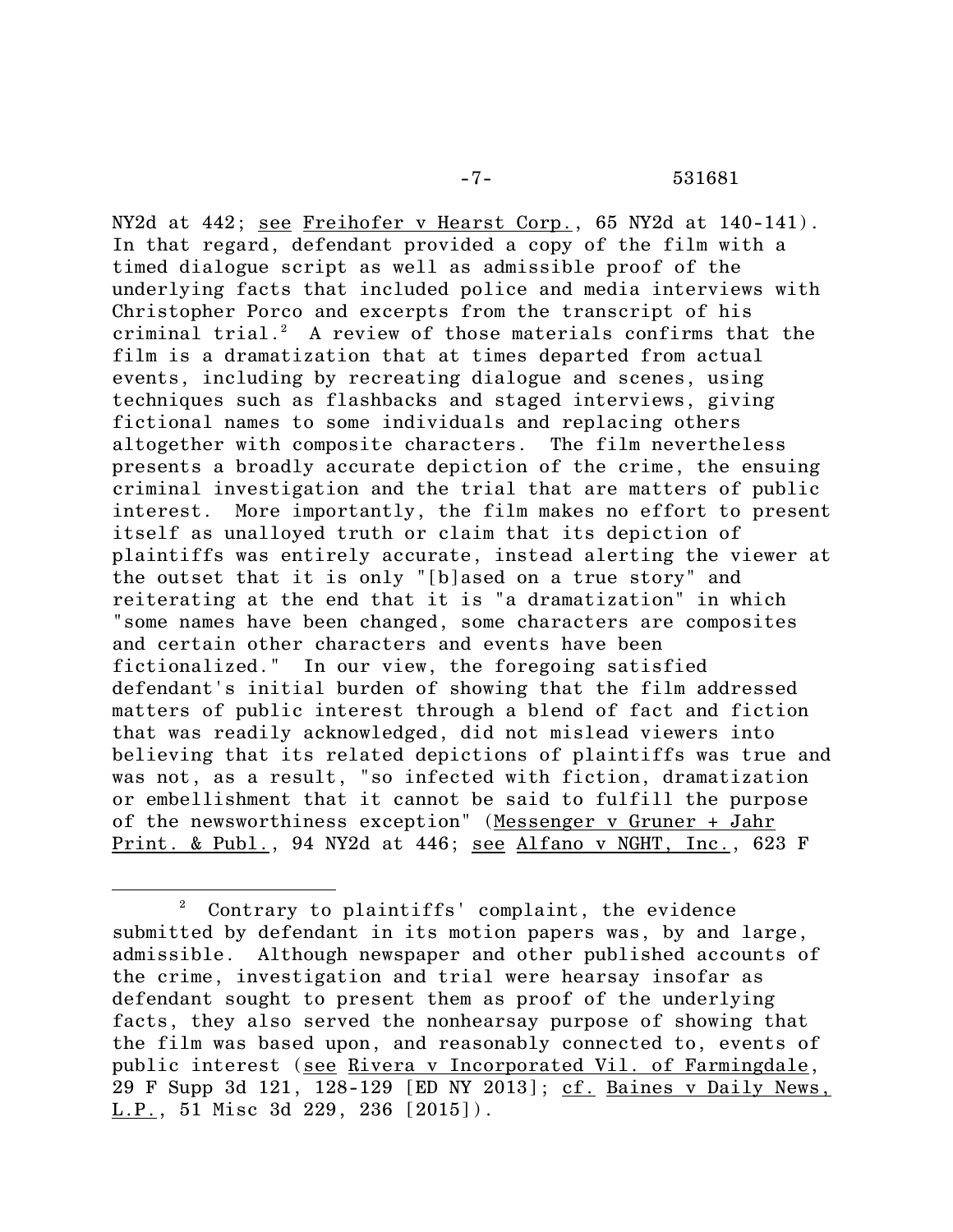NY2d at 442; see Freihofer v Hearst Corp., 65 NY2d at 140-141). In that regard, defendant provided a copy of the film with a timed dialogue script as well as admissible proof of the underlying facts that included police and media interviews with Christopher Porco and excerpts from the transcript of his criminal trial.[2] A review of those materials confirms that the film is a dramatization that at times departed from actual events, including by recreating dialogue and scenes, using techniques such as flashbacks and staged interviews, giving fictional names to some individuals and replacing others altogether with composite characters. The film nevertheless presents a broadly accurate depiction of the crime, the ensuing criminal investigation and the trial that are matters of public interest. More importantly, the film makes no effort to present itself as unalloyed truth or claim that its depiction of plaintiffs was entirely accurate, instead alerting the viewer at the outset that it is only "[b]ased on a true story" and reiterating at the end that it is "a dramatization" in which "some names have been changed, some characters are composites and certain other characters and events have been fictionalized." In our view, the foregoing satisfied defendant's initial burden of showing that the film addressed matters of public interest through a blend of fact and fiction that was readily acknowledged, did not mislead viewers into believing that its related depictions of plaintiffs was true and was not, as a result, "so infected with fiction, dramatization or embellishment that it cannot be said to fulfill the purpose of the newsworthiness exception" (Messenger v Gruner + Jahr Print. & Publ., 94 NY2d at 446; see Alfano v NGHT, Inc., 623 F

---

[2] Contrary to plaintiffs' complaint, the evidence submitted by defendant in its motion papers was, by and large, admissible. Although newspaper and other published accounts of the crime, investigation and trial were hearsay insofar as defendant sought to present them as proof of the underlying facts, they also served the nonhearsay purpose of showing that the film was based upon, and reasonably connected to, events of public interest (see Rivera v Incorporated Vil. of Farmingdale, 29 F Supp 3d 121, 128-129 [ED NY 2013]; cf. Baines v Daily News, L.P., 51 Misc 3d 229, 236 [2015]).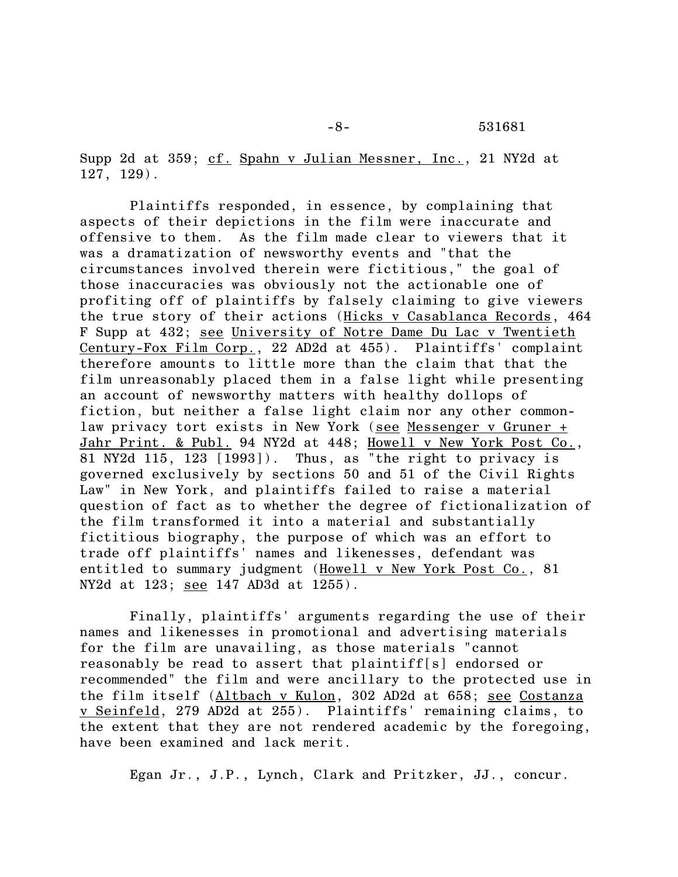Supp 2d at 359; cf. Spahn v Julian Messner, Inc., 21 NY2d at 127, 129).

Plaintiffs responded, in essence, by complaining that aspects of their depictions in the film were inaccurate and offensive to them. As the film made clear to viewers that it was a dramatization of newsworthy events and "that the circumstances involved therein were fictitious," the goal of those inaccuracies was obviously not the actionable one of profiting off of plaintiffs by falsely claiming to give viewers the true story of their actions (Hicks v Casablanca Records, 464 F Supp at 432; see University of Notre Dame Du Lac v Twentieth Century-Fox Film Corp., 22 AD2d at 455). Plaintiffs' complaint therefore amounts to little more than the claim that that the film unreasonably placed them in a false light while presenting an account of newsworthy matters with healthy dollops of fiction, but neither a false light claim nor any other common-law privacy tort exists in New York (see Messenger v Gruner + Jahr Print. & Publ. 94 NY2d at 448; Howell v New York Post Co., 81 NY2d 115, 123 [1993]). Thus, as "the right to privacy is governed exclusively by sections 50 and 51 of the Civil Rights Law" in New York, and plaintiffs failed to raise a material question of fact as to whether the degree of fictionalization of the film transformed it into a material and substantially fictitious biography, the purpose of which was an effort to trade off plaintiffs' names and likenesses, defendant was entitled to summary judgment (Howell v New York Post Co., 81 NY2d at 123; see 147 AD3d at 1255).

Finally, plaintiffs' arguments regarding the use of their names and likenesses in promotional and advertising materials for the film are unavailing, as those materials "cannot reasonably be read to assert that plaintiff[s] endorsed or recommended" the film and were ancillary to the protected use in the film itself (Altbach v Kulon, 302 AD2d at 658; see Costanza v Seinfeld, 279 AD2d at 255). Plaintiffs' remaining claims, to the extent that they are not rendered academic by the foregoing, have been examined and lack merit.

Egan Jr., J.P., Lynch, Clark and Pritzker, JJ., concur.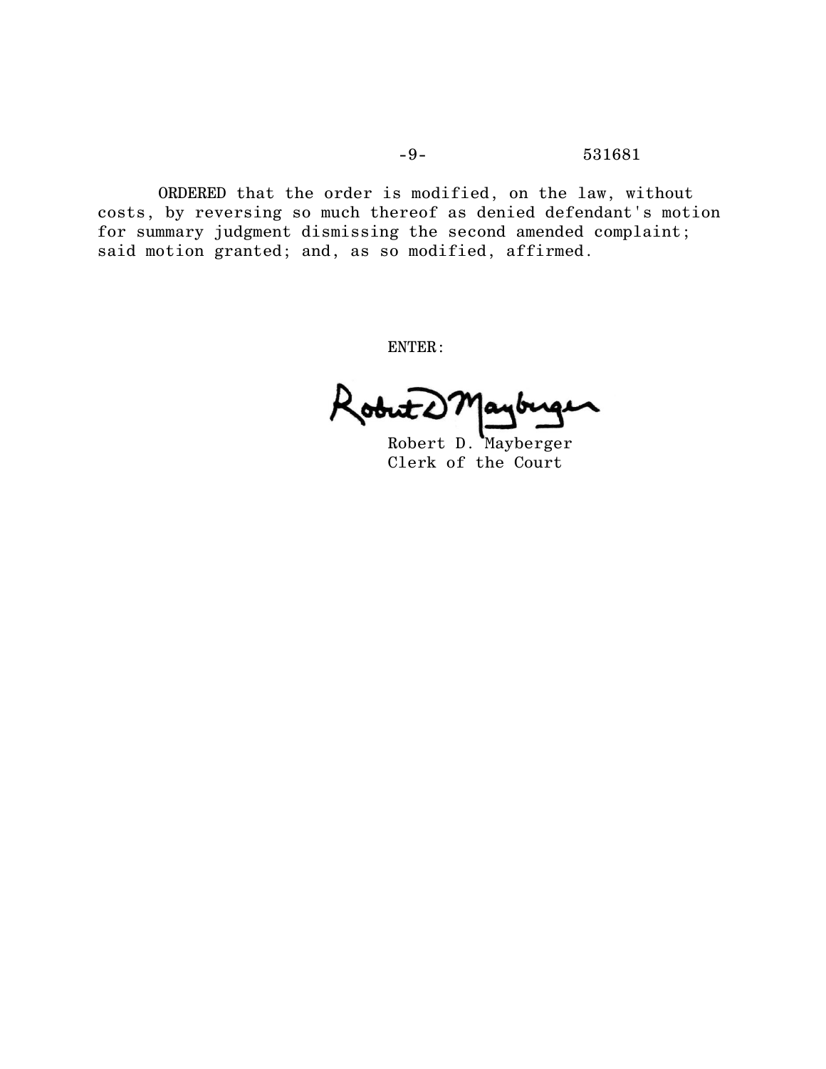ORDERED that the order is modified, on the law, without costs, by reversing so much thereof as denied defendant's motion for summary judgment dismissing the second amended complaint; said motion granted; and, as so modified, affirmed.

ENTER:

Robert D. Mayberger
Clerk of the Court